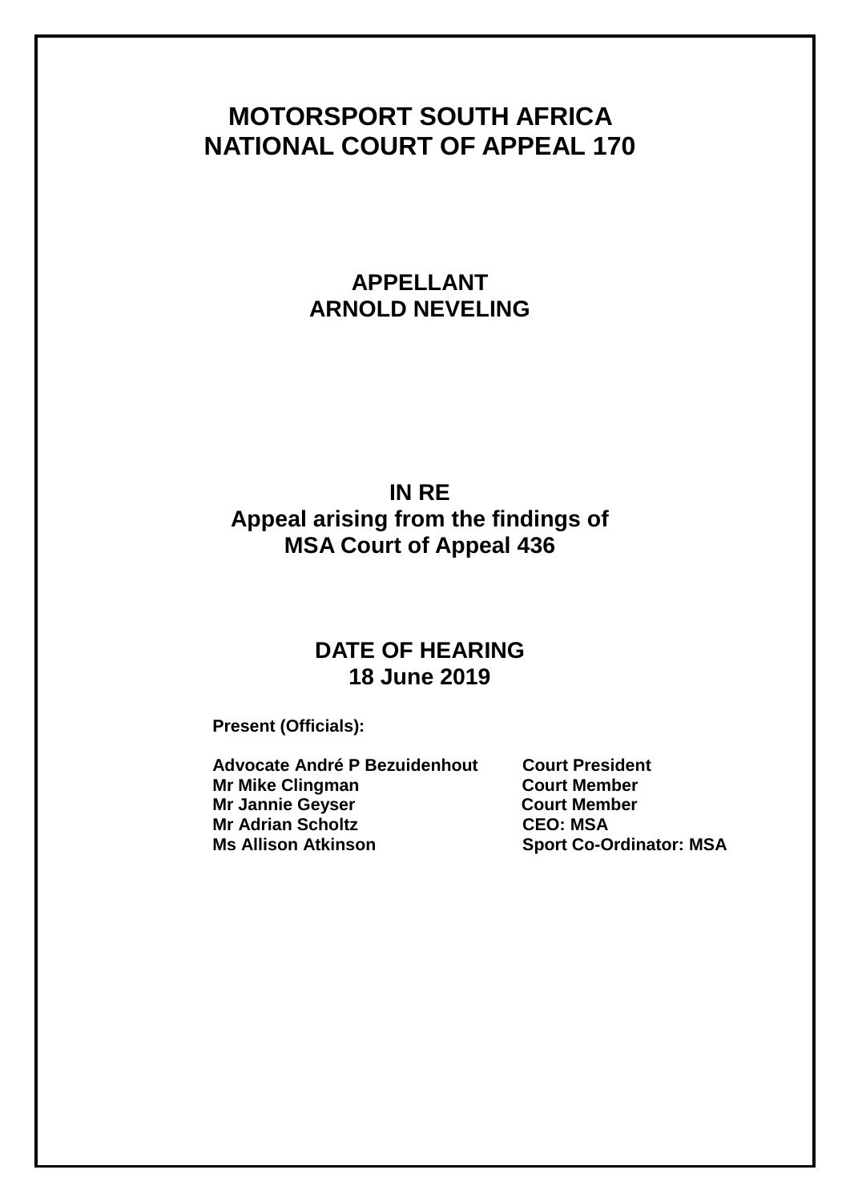# MOTORSPORT SOUTH AFRICA
# NATIONAL COURT OF APPEAL 170

## APPELLANT
## ARNOLD NEVELING

## IN RE
## Appeal arising from the findings of MSA Court of Appeal 436

## DATE OF HEARING
## 18 June 2019

**Present (Officials):**

| | |
|---|---|
| **Advocate André P Bezuidenhout** | **Court President** |
| **Mr Mike Clingman** | **Court Member** |
| **Mr Jannie Geyser** | **Court Member** |
| **Mr Adrian Scholtz** | **CEO: MSA** |
| **Ms Allison Atkinson** | **Sport Co-Ordinator: MSA** |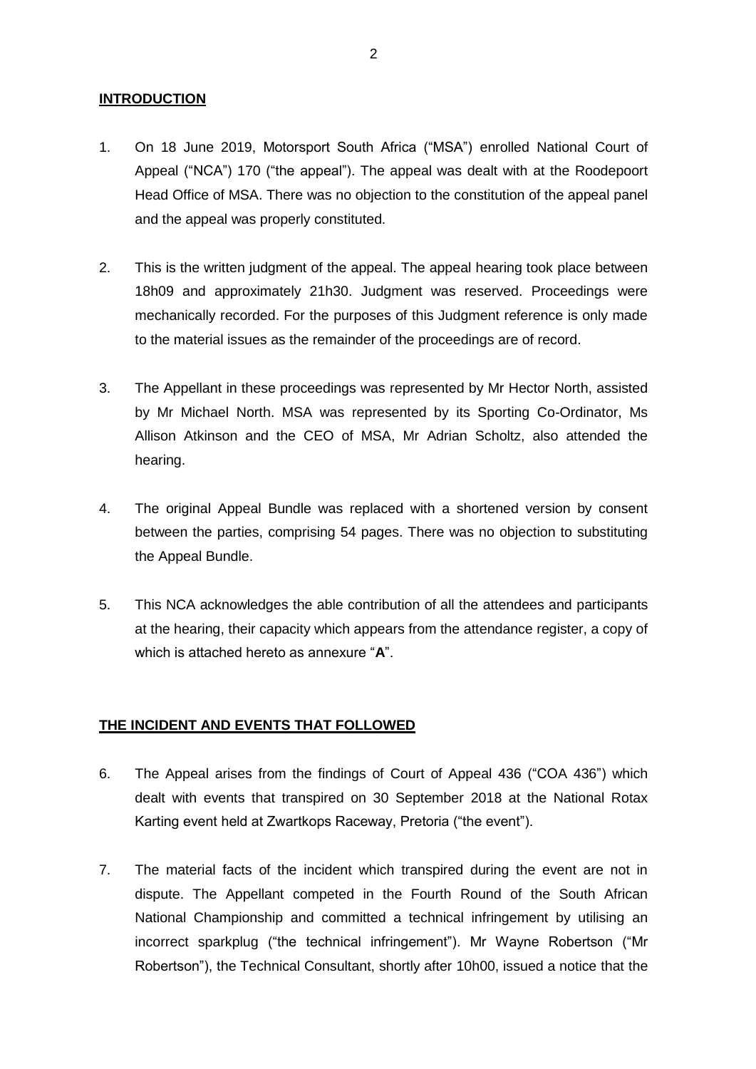## INTRODUCTION

1. On 18 June 2019, Motorsport South Africa ("MSA") enrolled National Court of Appeal ("NCA") 170 ("the appeal"). The appeal was dealt with at the Roodepoort Head Office of MSA. There was no objection to the constitution of the appeal panel and the appeal was properly constituted.

2. This is the written judgment of the appeal. The appeal hearing took place between 18h09 and approximately 21h30. Judgment was reserved. Proceedings were mechanically recorded. For the purposes of this Judgment reference is only made to the material issues as the remainder of the proceedings are of record.

3. The Appellant in these proceedings was represented by Mr Hector North, assisted by Mr Michael North. MSA was represented by its Sporting Co-Ordinator, Ms Allison Atkinson and the CEO of MSA, Mr Adrian Scholtz, also attended the hearing.

4. The original Appeal Bundle was replaced with a shortened version by consent between the parties, comprising 54 pages. There was no objection to substituting the Appeal Bundle.

5. This NCA acknowledges the able contribution of all the attendees and participants at the hearing, their capacity which appears from the attendance register, a copy of which is attached hereto as annexure "**A**".

## THE INCIDENT AND EVENTS THAT FOLLOWED

6. The Appeal arises from the findings of Court of Appeal 436 ("COA 436") which dealt with events that transpired on 30 September 2018 at the National Rotax Karting event held at Zwartkops Raceway, Pretoria ("the event").

7. The material facts of the incident which transpired during the event are not in dispute. The Appellant competed in the Fourth Round of the South African National Championship and committed a technical infringement by utilising an incorrect sparkplug ("the technical infringement"). Mr Wayne Robertson ("Mr Robertson"), the Technical Consultant, shortly after 10h00, issued a notice that the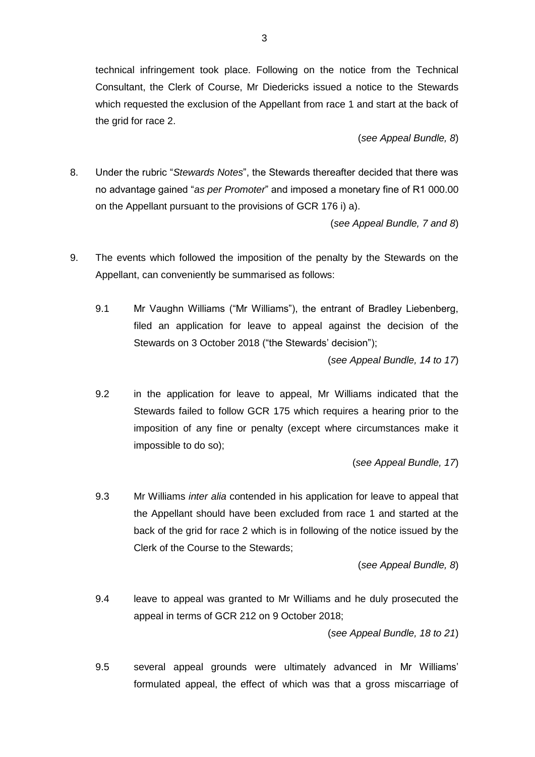technical infringement took place. Following on the notice from the Technical Consultant, the Clerk of Course, Mr Diedericks issued a notice to the Stewards which requested the exclusion of the Appellant from race 1 and start at the back of the grid for race 2.

(*see Appeal Bundle, 8*)

8. Under the rubric "*Stewards Notes*", the Stewards thereafter decided that there was no advantage gained "*as per Promoter*" and imposed a monetary fine of R1 000.00 on the Appellant pursuant to the provisions of GCR 176 i) a).

   (*see Appeal Bundle, 7 and 8*)

9. The events which followed the imposition of the penalty by the Stewards on the Appellant, can conveniently be summarised as follows:

   9.1 Mr Vaughn Williams ("Mr Williams"), the entrant of Bradley Liebenberg, filed an application for leave to appeal against the decision of the Stewards on 3 October 2018 ("the Stewards' decision");

   (*see Appeal Bundle, 14 to 17*)

   9.2 in the application for leave to appeal, Mr Williams indicated that the Stewards failed to follow GCR 175 which requires a hearing prior to the imposition of any fine or penalty (except where circumstances make it impossible to do so);

   (*see Appeal Bundle, 17*)

   9.3 Mr Williams *inter alia* contended in his application for leave to appeal that the Appellant should have been excluded from race 1 and started at the back of the grid for race 2 which is in following of the notice issued by the Clerk of the Course to the Stewards;

   (*see Appeal Bundle, 8*)

   9.4 leave to appeal was granted to Mr Williams and he duly prosecuted the appeal in terms of GCR 212 on 9 October 2018;

   (*see Appeal Bundle, 18 to 21*)

   9.5 several appeal grounds were ultimately advanced in Mr Williams' formulated appeal, the effect of which was that a gross miscarriage of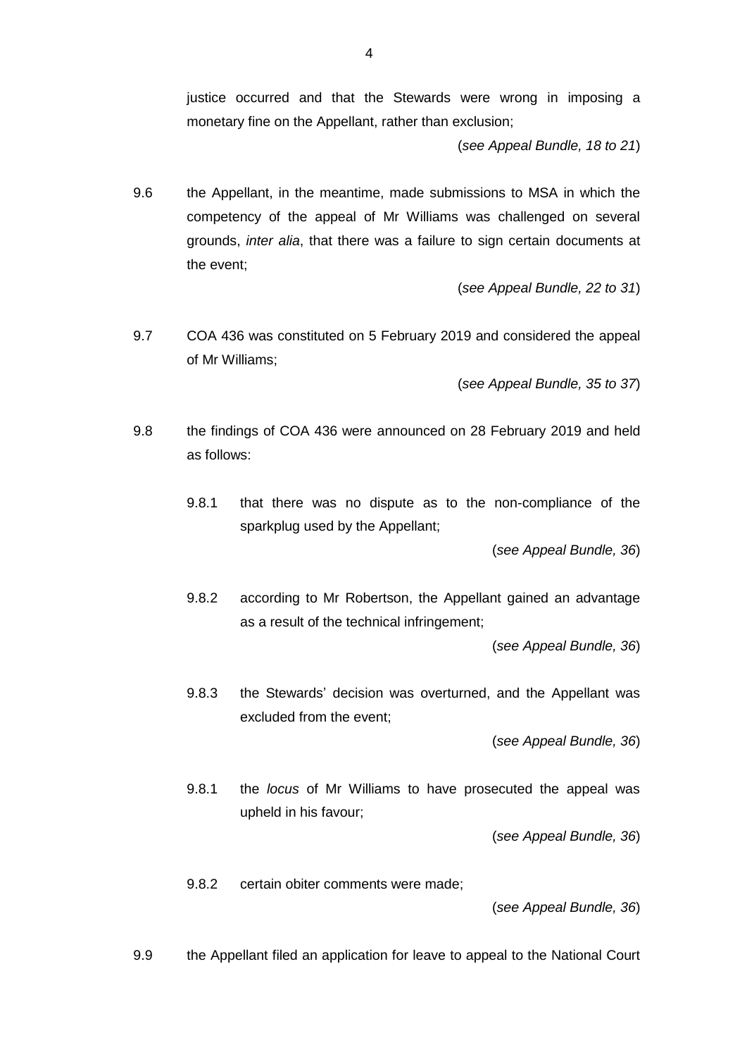justice occurred and that the Stewards were wrong in imposing a monetary fine on the Appellant, rather than exclusion;

(*see Appeal Bundle, 18 to 21*)

9.6 the Appellant, in the meantime, made submissions to MSA in which the competency of the appeal of Mr Williams was challenged on several grounds, *inter alia*, that there was a failure to sign certain documents at the event;

(*see Appeal Bundle, 22 to 31*)

9.7 COA 436 was constituted on 5 February 2019 and considered the appeal of Mr Williams;

(*see Appeal Bundle, 35 to 37*)

9.8 the findings of COA 436 were announced on 28 February 2019 and held as follows:

9.8.1 that there was no dispute as to the non-compliance of the sparkplug used by the Appellant;

(*see Appeal Bundle, 36*)

9.8.2 according to Mr Robertson, the Appellant gained an advantage as a result of the technical infringement;

(*see Appeal Bundle, 36*)

9.8.3 the Stewards' decision was overturned, and the Appellant was excluded from the event;

(*see Appeal Bundle, 36*)

9.8.1 the *locus* of Mr Williams to have prosecuted the appeal was upheld in his favour;

(*see Appeal Bundle, 36*)

9.8.2 certain obiter comments were made;

(*see Appeal Bundle, 36*)

9.9 the Appellant filed an application for leave to appeal to the National Court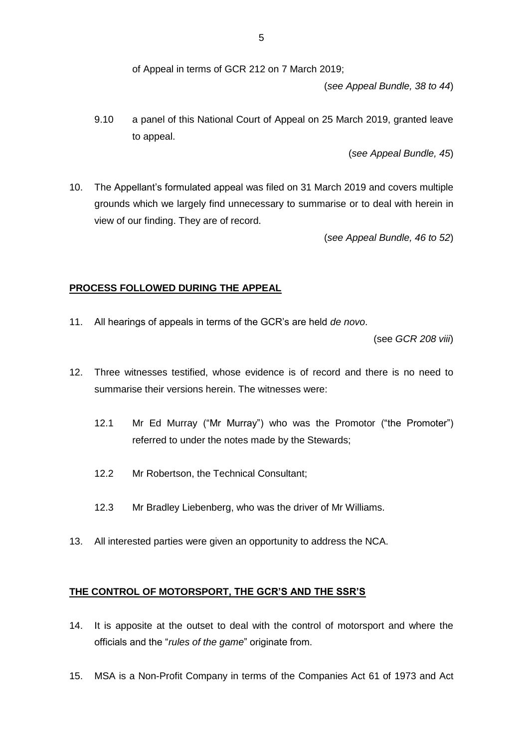of Appeal in terms of GCR 212 on 7 March 2019;

(*see Appeal Bundle, 38 to 44*)

9.10 a panel of this National Court of Appeal on 25 March 2019, granted leave to appeal.

(*see Appeal Bundle, 45*)

10. The Appellant's formulated appeal was filed on 31 March 2019 and covers multiple grounds which we largely find unnecessary to summarise or to deal with herein in view of our finding. They are of record.

(*see Appeal Bundle, 46 to 52*)

## PROCESS FOLLOWED DURING THE APPEAL

11. All hearings of appeals in terms of the GCR's are held *de novo*.

(see *GCR 208 viii*)

12. Three witnesses testified, whose evidence is of record and there is no need to summarise their versions herein. The witnesses were:

    12.1 Mr Ed Murray ("Mr Murray") who was the Promotor ("the Promoter") referred to under the notes made by the Stewards;

    12.2 Mr Robertson, the Technical Consultant;

    12.3 Mr Bradley Liebenberg, who was the driver of Mr Williams.

13. All interested parties were given an opportunity to address the NCA.

## THE CONTROL OF MOTORSPORT, THE GCR'S AND THE SSR'S

14. It is apposite at the outset to deal with the control of motorsport and where the officials and the "*rules of the game*" originate from.

15. MSA is a Non-Profit Company in terms of the Companies Act 61 of 1973 and Act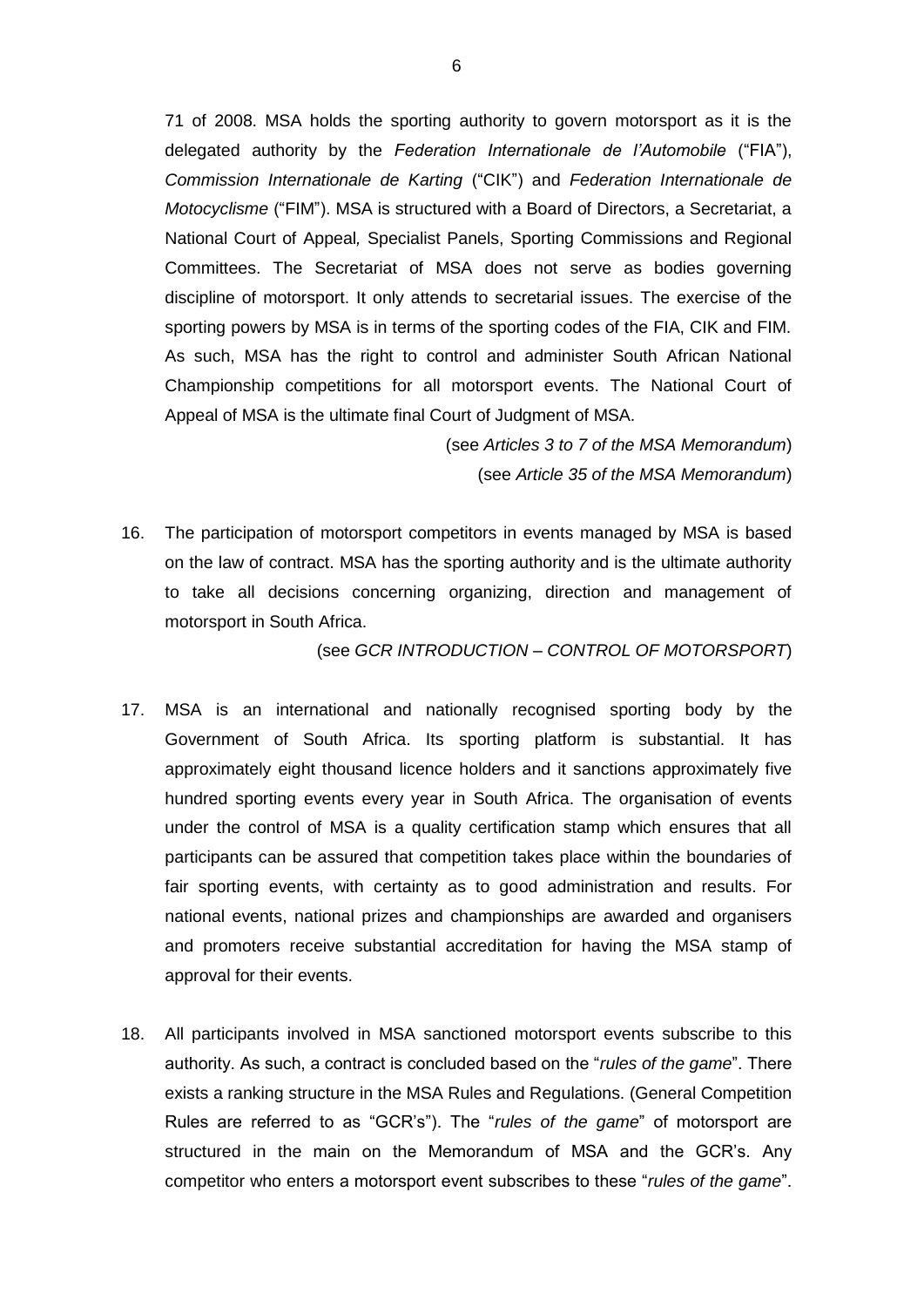71 of 2008. MSA holds the sporting authority to govern motorsport as it is the delegated authority by the *Federation Internationale de l'Automobile* ("FIA"), *Commission Internationale de Karting* ("CIK") and *Federation Internationale de Motocyclisme* ("FIM"). MSA is structured with a Board of Directors, a Secretariat, a National Court of Appeal*,* Specialist Panels, Sporting Commissions and Regional Committees. The Secretariat of MSA does not serve as bodies governing discipline of motorsport. It only attends to secretarial issues. The exercise of the sporting powers by MSA is in terms of the sporting codes of the FIA, CIK and FIM. As such, MSA has the right to control and administer South African National Championship competitions for all motorsport events. The National Court of Appeal of MSA is the ultimate final Court of Judgment of MSA.

(see *Articles 3 to 7 of the MSA Memorandum*)
(see *Article 35 of the MSA Memorandum*)

16. The participation of motorsport competitors in events managed by MSA is based on the law of contract. MSA has the sporting authority and is the ultimate authority to take all decisions concerning organizing, direction and management of motorsport in South Africa.

(see *GCR INTRODUCTION – CONTROL OF MOTORSPORT*)

17. MSA is an international and nationally recognised sporting body by the Government of South Africa. Its sporting platform is substantial. It has approximately eight thousand licence holders and it sanctions approximately five hundred sporting events every year in South Africa. The organisation of events under the control of MSA is a quality certification stamp which ensures that all participants can be assured that competition takes place within the boundaries of fair sporting events, with certainty as to good administration and results. For national events, national prizes and championships are awarded and organisers and promoters receive substantial accreditation for having the MSA stamp of approval for their events.

18. All participants involved in MSA sanctioned motorsport events subscribe to this authority. As such, a contract is concluded based on the "*rules of the game*". There exists a ranking structure in the MSA Rules and Regulations. (General Competition Rules are referred to as "GCR's"). The "*rules of the game*" of motorsport are structured in the main on the Memorandum of MSA and the GCR's. Any competitor who enters a motorsport event subscribes to these "*rules of the game*".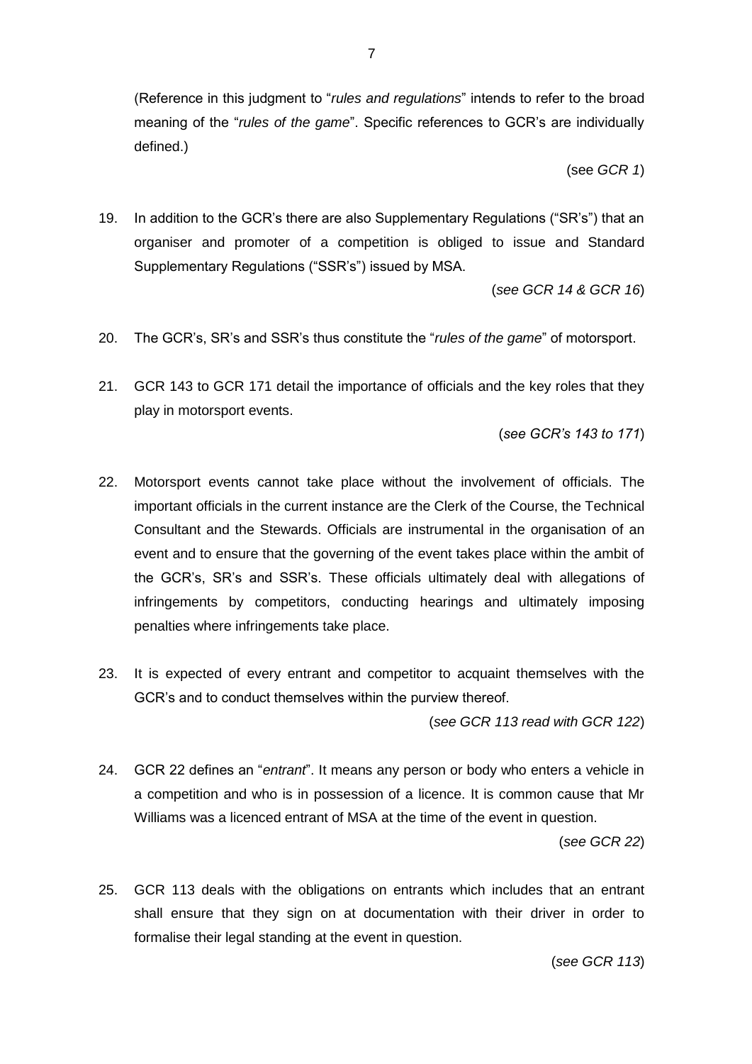(Reference in this judgment to "*rules and regulations*" intends to refer to the broad meaning of the "*rules of the game*". Specific references to GCR's are individually defined.)

(see *GCR 1*)

19. In addition to the GCR's there are also Supplementary Regulations ("SR's") that an organiser and promoter of a competition is obliged to issue and Standard Supplementary Regulations ("SSR's") issued by MSA.

(*see GCR 14 & GCR 16*)

20. The GCR's, SR's and SSR's thus constitute the "*rules of the game*" of motorsport.

21. GCR 143 to GCR 171 detail the importance of officials and the key roles that they play in motorsport events.

(*see GCR's 143 to 171*)

22. Motorsport events cannot take place without the involvement of officials. The important officials in the current instance are the Clerk of the Course, the Technical Consultant and the Stewards. Officials are instrumental in the organisation of an event and to ensure that the governing of the event takes place within the ambit of the GCR's, SR's and SSR's. These officials ultimately deal with allegations of infringements by competitors, conducting hearings and ultimately imposing penalties where infringements take place.

23. It is expected of every entrant and competitor to acquaint themselves with the GCR's and to conduct themselves within the purview thereof.

(*see GCR 113 read with GCR 122*)

24. GCR 22 defines an "*entrant*". It means any person or body who enters a vehicle in a competition and who is in possession of a licence. It is common cause that Mr Williams was a licenced entrant of MSA at the time of the event in question.

(*see GCR 22*)

25. GCR 113 deals with the obligations on entrants which includes that an entrant shall ensure that they sign on at documentation with their driver in order to formalise their legal standing at the event in question.

(*see GCR 113*)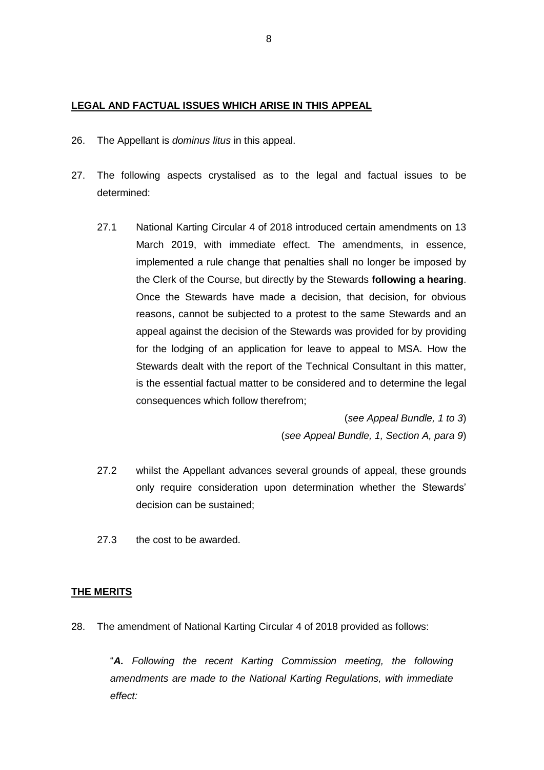**LEGAL AND FACTUAL ISSUES WHICH ARISE IN THIS APPEAL**

26. The Appellant is *dominus litus* in this appeal.

27. The following aspects crystalised as to the legal and factual issues to be determined:

    27.1 National Karting Circular 4 of 2018 introduced certain amendments on 13 March 2019, with immediate effect. The amendments, in essence, implemented a rule change that penalties shall no longer be imposed by the Clerk of the Course, but directly by the Stewards **following a hearing**. Once the Stewards have made a decision, that decision, for obvious reasons, cannot be subjected to a protest to the same Stewards and an appeal against the decision of the Stewards was provided for by providing for the lodging of an application for leave to appeal to MSA. How the Stewards dealt with the report of the Technical Consultant in this matter, is the essential factual matter to be considered and to determine the legal consequences which follow therefrom;

    (*see Appeal Bundle, 1 to 3*)
    (*see Appeal Bundle, 1, Section A, para 9*)

    27.2 whilst the Appellant advances several grounds of appeal, these grounds only require consideration upon determination whether the Stewards' decision can be sustained;

    27.3 the cost to be awarded.

**THE MERITS**

28. The amendment of National Karting Circular 4 of 2018 provided as follows:

    "***A.*** *Following the recent Karting Commission meeting, the following amendments are made to the National Karting Regulations, with immediate effect:*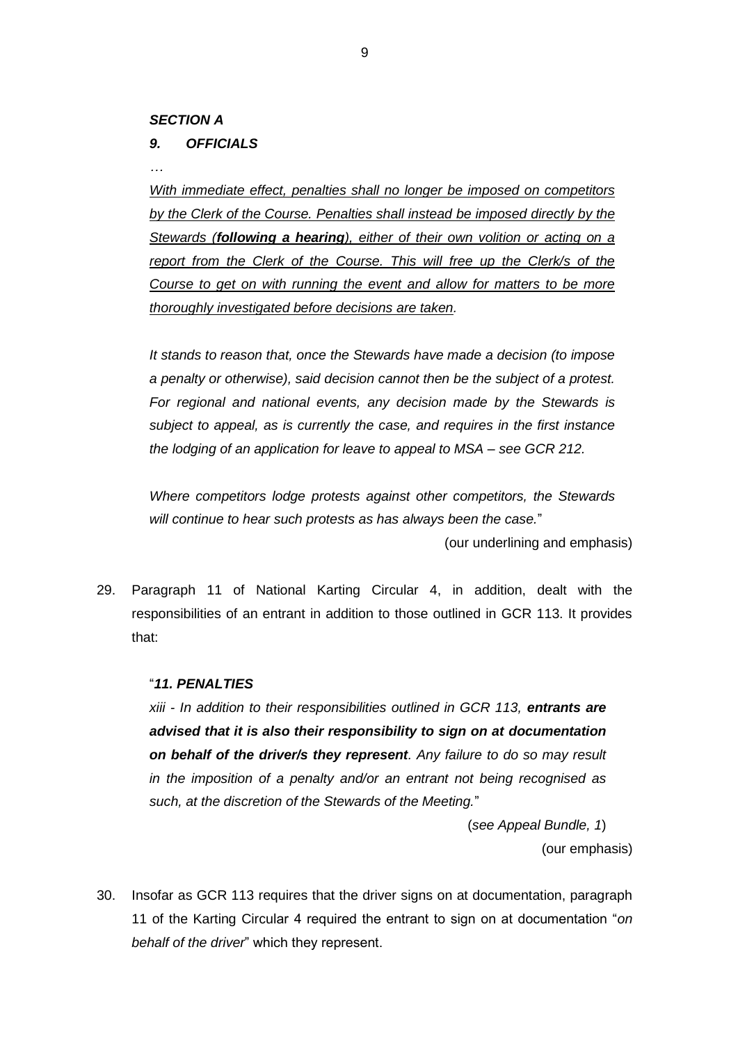***SECTION A***

***9. OFFICIALS***

*…*

*<u>With immediate effect, penalties shall no longer be imposed on competitors by the Clerk of the Course. Penalties shall instead be imposed directly by the Stewards (**following a hearing**), either of their own volition or acting on a report from the Clerk of the Course. This will free up the Clerk/s of the Course to get on with running the event and allow for matters to be more thoroughly investigated before decisions are taken</u>.*

*It stands to reason that, once the Stewards have made a decision (to impose a penalty or otherwise), said decision cannot then be the subject of a protest. For regional and national events, any decision made by the Stewards is subject to appeal, as is currently the case, and requires in the first instance the lodging of an application for leave to appeal to MSA – see GCR 212.*

*Where competitors lodge protests against other competitors, the Stewards will continue to hear such protests as has always been the case.*"

(our underlining and emphasis)

29. Paragraph 11 of National Karting Circular 4, in addition, dealt with the responsibilities of an entrant in addition to those outlined in GCR 113. It provides that:

"***11. PENALTIES***

*xiii - In addition to their responsibilities outlined in GCR 113, **entrants are advised that it is also their responsibility to sign on at documentation on behalf of the driver/s they represent**. Any failure to do so may result in the imposition of a penalty and/or an entrant not being recognised as such, at the discretion of the Stewards of the Meeting.*"

(*see Appeal Bundle, 1*)

(our emphasis)

30. Insofar as GCR 113 requires that the driver signs on at documentation, paragraph 11 of the Karting Circular 4 required the entrant to sign on at documentation "*on behalf of the driver*" which they represent.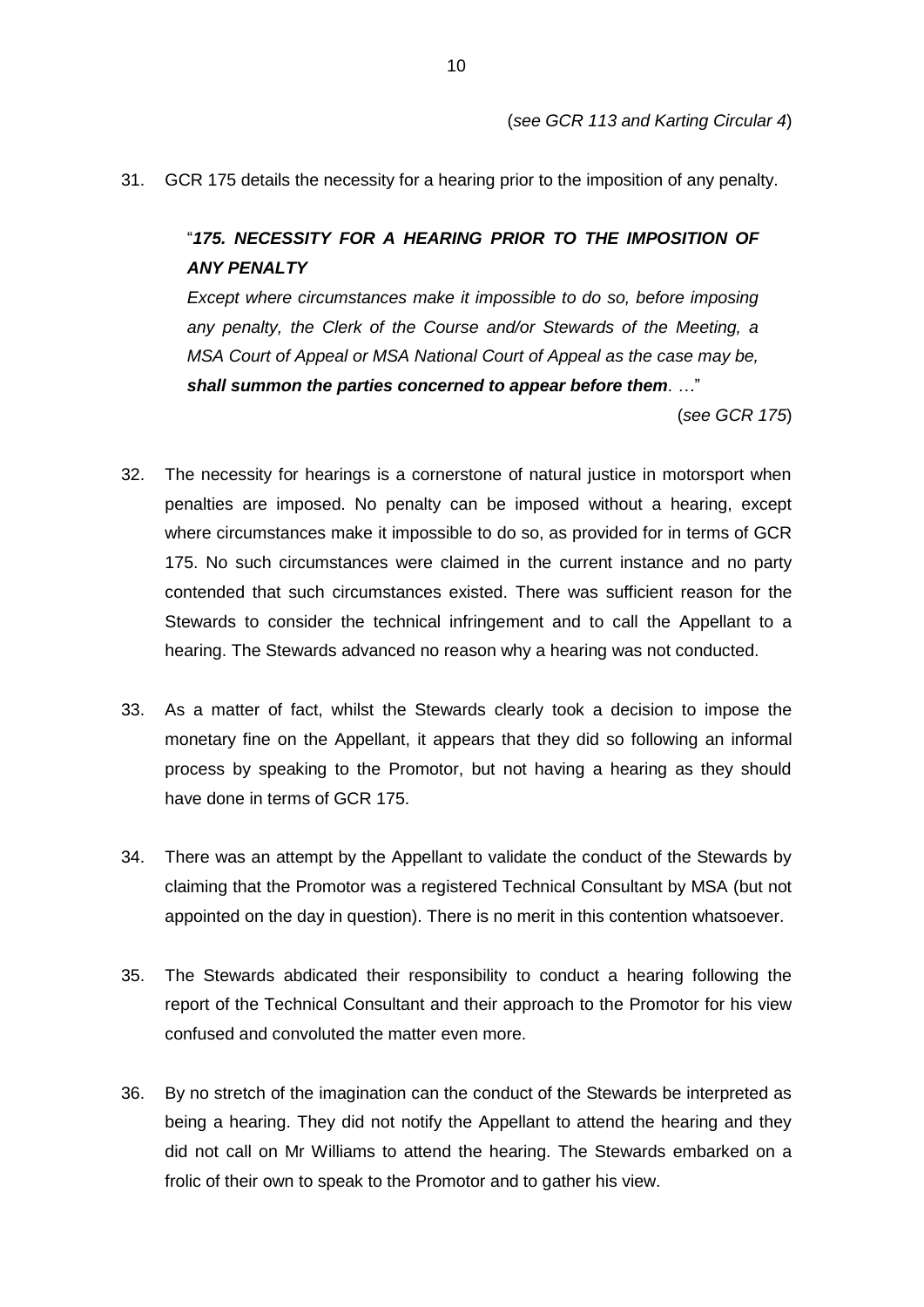(*see GCR 113 and Karting Circular 4*)

31. GCR 175 details the necessity for a hearing prior to the imposition of any penalty.

> "***175. NECESSITY FOR A HEARING PRIOR TO THE IMPOSITION OF ANY PENALTY***
>
> *Except where circumstances make it impossible to do so, before imposing any penalty, the Clerk of the Course and/or Stewards of the Meeting, a MSA Court of Appeal or MSA National Court of Appeal as the case may be,* ***shall summon the parties concerned to appear before them****. …*"
>
> (*see GCR 175*)

32. The necessity for hearings is a cornerstone of natural justice in motorsport when penalties are imposed. No penalty can be imposed without a hearing, except where circumstances make it impossible to do so, as provided for in terms of GCR 175. No such circumstances were claimed in the current instance and no party contended that such circumstances existed. There was sufficient reason for the Stewards to consider the technical infringement and to call the Appellant to a hearing. The Stewards advanced no reason why a hearing was not conducted.

33. As a matter of fact, whilst the Stewards clearly took a decision to impose the monetary fine on the Appellant, it appears that they did so following an informal process by speaking to the Promotor, but not having a hearing as they should have done in terms of GCR 175.

34. There was an attempt by the Appellant to validate the conduct of the Stewards by claiming that the Promotor was a registered Technical Consultant by MSA (but not appointed on the day in question). There is no merit in this contention whatsoever.

35. The Stewards abdicated their responsibility to conduct a hearing following the report of the Technical Consultant and their approach to the Promotor for his view confused and convoluted the matter even more.

36. By no stretch of the imagination can the conduct of the Stewards be interpreted as being a hearing. They did not notify the Appellant to attend the hearing and they did not call on Mr Williams to attend the hearing. The Stewards embarked on a frolic of their own to speak to the Promotor and to gather his view.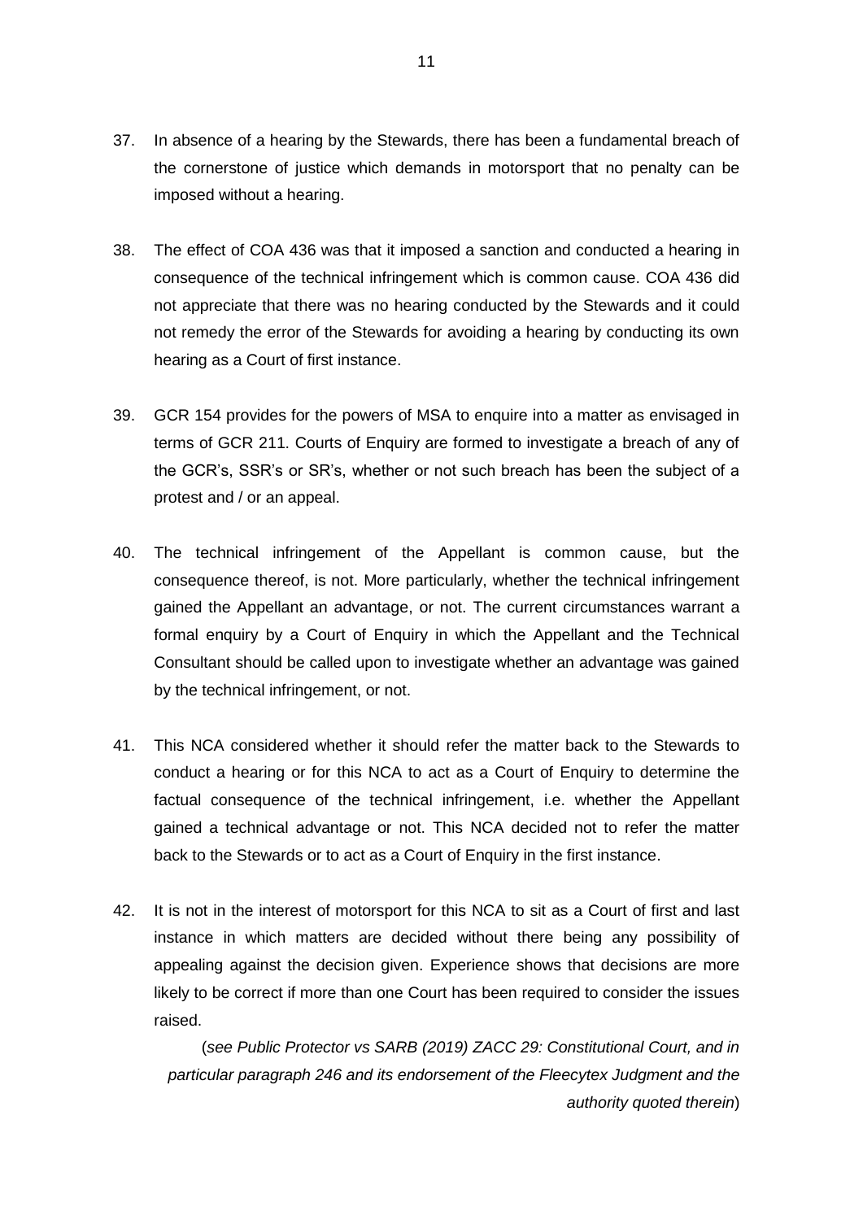37. In absence of a hearing by the Stewards, there has been a fundamental breach of the cornerstone of justice which demands in motorsport that no penalty can be imposed without a hearing.

38. The effect of COA 436 was that it imposed a sanction and conducted a hearing in consequence of the technical infringement which is common cause. COA 436 did not appreciate that there was no hearing conducted by the Stewards and it could not remedy the error of the Stewards for avoiding a hearing by conducting its own hearing as a Court of first instance.

39. GCR 154 provides for the powers of MSA to enquire into a matter as envisaged in terms of GCR 211. Courts of Enquiry are formed to investigate a breach of any of the GCR's, SSR's or SR's, whether or not such breach has been the subject of a protest and / or an appeal.

40. The technical infringement of the Appellant is common cause, but the consequence thereof, is not. More particularly, whether the technical infringement gained the Appellant an advantage, or not. The current circumstances warrant a formal enquiry by a Court of Enquiry in which the Appellant and the Technical Consultant should be called upon to investigate whether an advantage was gained by the technical infringement, or not.

41. This NCA considered whether it should refer the matter back to the Stewards to conduct a hearing or for this NCA to act as a Court of Enquiry to determine the factual consequence of the technical infringement, i.e. whether the Appellant gained a technical advantage or not. This NCA decided not to refer the matter back to the Stewards or to act as a Court of Enquiry in the first instance.

42. It is not in the interest of motorsport for this NCA to sit as a Court of first and last instance in which matters are decided without there being any possibility of appealing against the decision given. Experience shows that decisions are more likely to be correct if more than one Court has been required to consider the issues raised.

    (*see Public Protector vs SARB (2019) ZACC 29: Constitutional Court, and in particular paragraph 246 and its endorsement of the Fleecytex Judgment and the authority quoted therein*)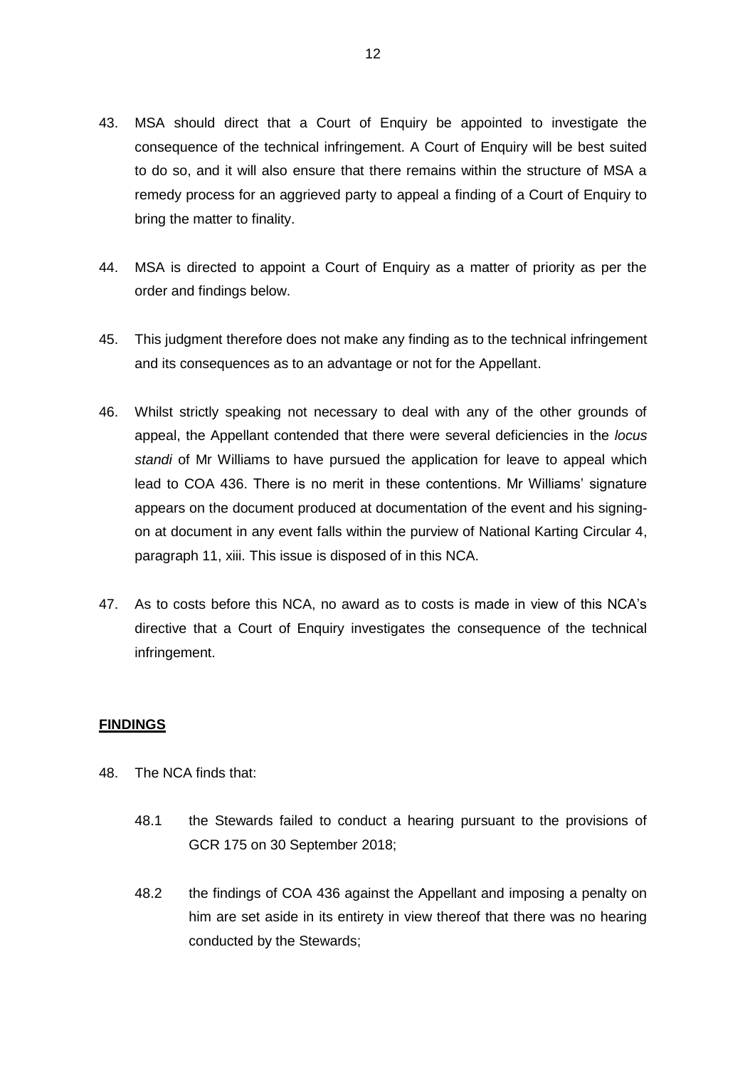43. MSA should direct that a Court of Enquiry be appointed to investigate the consequence of the technical infringement. A Court of Enquiry will be best suited to do so, and it will also ensure that there remains within the structure of MSA a remedy process for an aggrieved party to appeal a finding of a Court of Enquiry to bring the matter to finality.

44. MSA is directed to appoint a Court of Enquiry as a matter of priority as per the order and findings below.

45. This judgment therefore does not make any finding as to the technical infringement and its consequences as to an advantage or not for the Appellant.

46. Whilst strictly speaking not necessary to deal with any of the other grounds of appeal, the Appellant contended that there were several deficiencies in the *locus standi* of Mr Williams to have pursued the application for leave to appeal which lead to COA 436. There is no merit in these contentions. Mr Williams' signature appears on the document produced at documentation of the event and his signing-on at document in any event falls within the purview of National Karting Circular 4, paragraph 11, xiii. This issue is disposed of in this NCA.

47. As to costs before this NCA, no award as to costs is made in view of this NCA's directive that a Court of Enquiry investigates the consequence of the technical infringement.

## **FINDINGS**

48. The NCA finds that:

    48.1 the Stewards failed to conduct a hearing pursuant to the provisions of GCR 175 on 30 September 2018;

    48.2 the findings of COA 436 against the Appellant and imposing a penalty on him are set aside in its entirety in view thereof that there was no hearing conducted by the Stewards;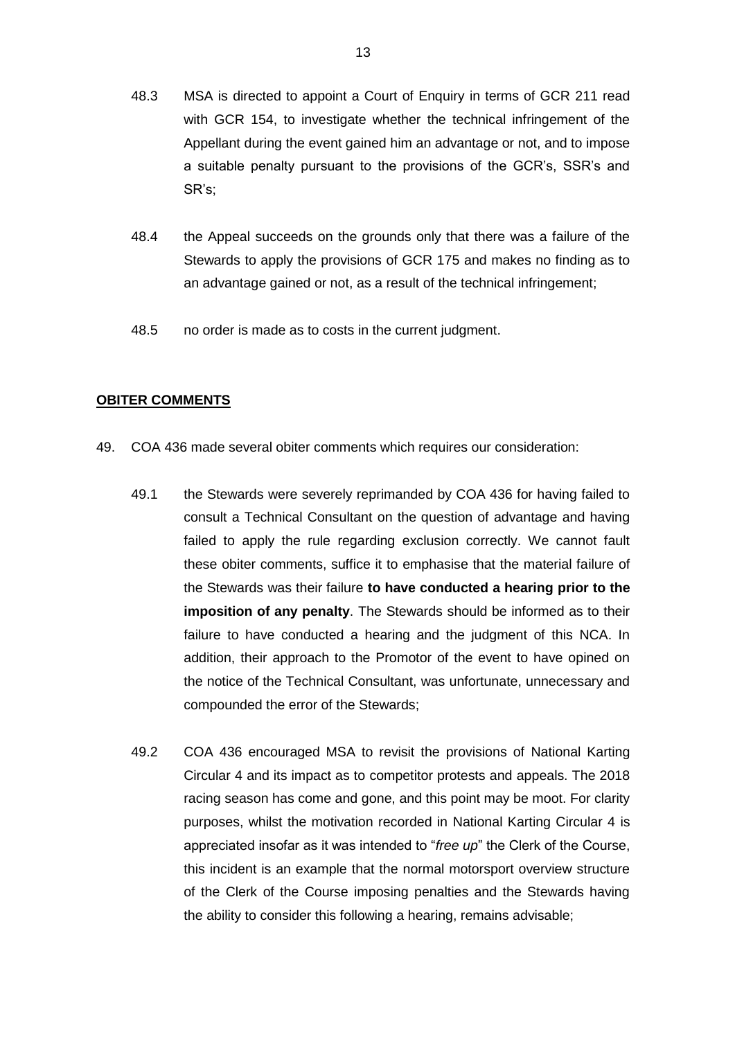48.3 MSA is directed to appoint a Court of Enquiry in terms of GCR 211 read with GCR 154, to investigate whether the technical infringement of the Appellant during the event gained him an advantage or not, and to impose a suitable penalty pursuant to the provisions of the GCR's, SSR's and SR's;

48.4 the Appeal succeeds on the grounds only that there was a failure of the Stewards to apply the provisions of GCR 175 and makes no finding as to an advantage gained or not, as a result of the technical infringement;

48.5 no order is made as to costs in the current judgment.

**OBITER COMMENTS**

49. COA 436 made several obiter comments which requires our consideration:

49.1 the Stewards were severely reprimanded by COA 436 for having failed to consult a Technical Consultant on the question of advantage and having failed to apply the rule regarding exclusion correctly. We cannot fault these obiter comments, suffice it to emphasise that the material failure of the Stewards was their failure **to have conducted a hearing prior to the imposition of any penalty**. The Stewards should be informed as to their failure to have conducted a hearing and the judgment of this NCA. In addition, their approach to the Promotor of the event to have opined on the notice of the Technical Consultant, was unfortunate, unnecessary and compounded the error of the Stewards;

49.2 COA 436 encouraged MSA to revisit the provisions of National Karting Circular 4 and its impact as to competitor protests and appeals. The 2018 racing season has come and gone, and this point may be moot. For clarity purposes, whilst the motivation recorded in National Karting Circular 4 is appreciated insofar as it was intended to "*free up*" the Clerk of the Course, this incident is an example that the normal motorsport overview structure of the Clerk of the Course imposing penalties and the Stewards having the ability to consider this following a hearing, remains advisable;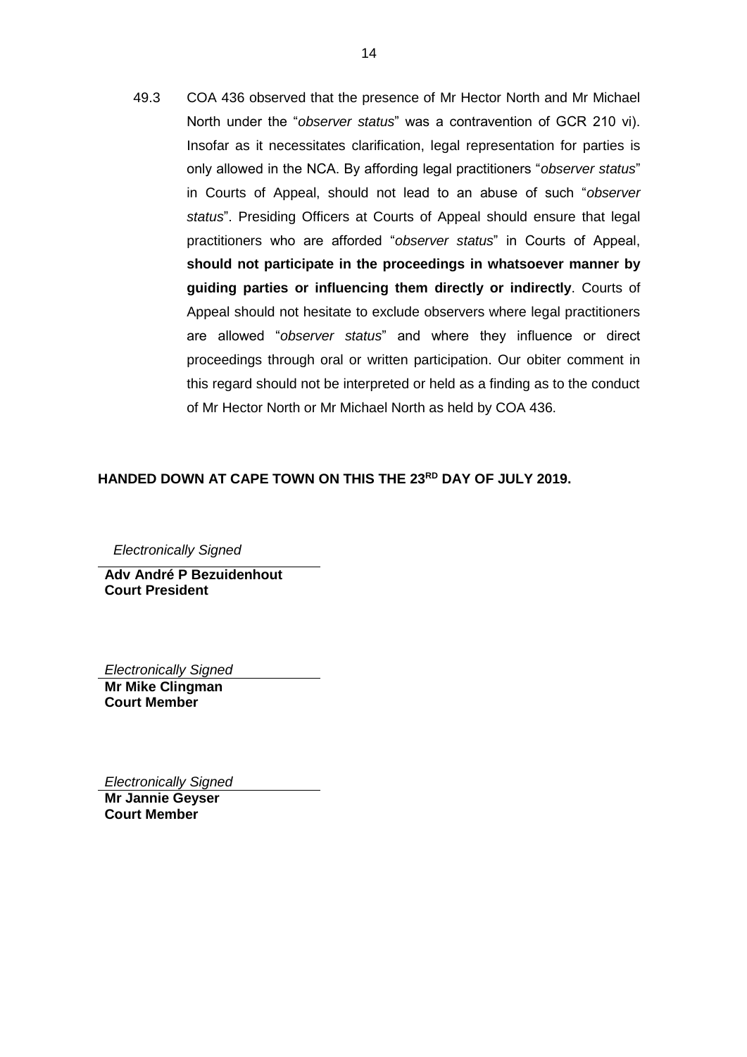49.3 COA 436 observed that the presence of Mr Hector North and Mr Michael North under the "*observer status*" was a contravention of GCR 210 vi). Insofar as it necessitates clarification, legal representation for parties is only allowed in the NCA. By affording legal practitioners "*observer status*" in Courts of Appeal, should not lead to an abuse of such "*observer status*". Presiding Officers at Courts of Appeal should ensure that legal practitioners who are afforded "*observer status*" in Courts of Appeal, **should not participate in the proceedings in whatsoever manner by guiding parties or influencing them directly or indirectly**. Courts of Appeal should not hesitate to exclude observers where legal practitioners are allowed "*observer status*" and where they influence or direct proceedings through oral or written participation. Our obiter comment in this regard should not be interpreted or held as a finding as to the conduct of Mr Hector North or Mr Michael North as held by COA 436.

**HANDED DOWN AT CAPE TOWN ON THIS THE 23RD DAY OF JULY 2019.**

*Electronically Signed*

**Adv André P Bezuidenhout**
**Court President**

*Electronically Signed*

**Mr Mike Clingman**
**Court Member**

*Electronically Signed*

**Mr Jannie Geyser**
**Court Member**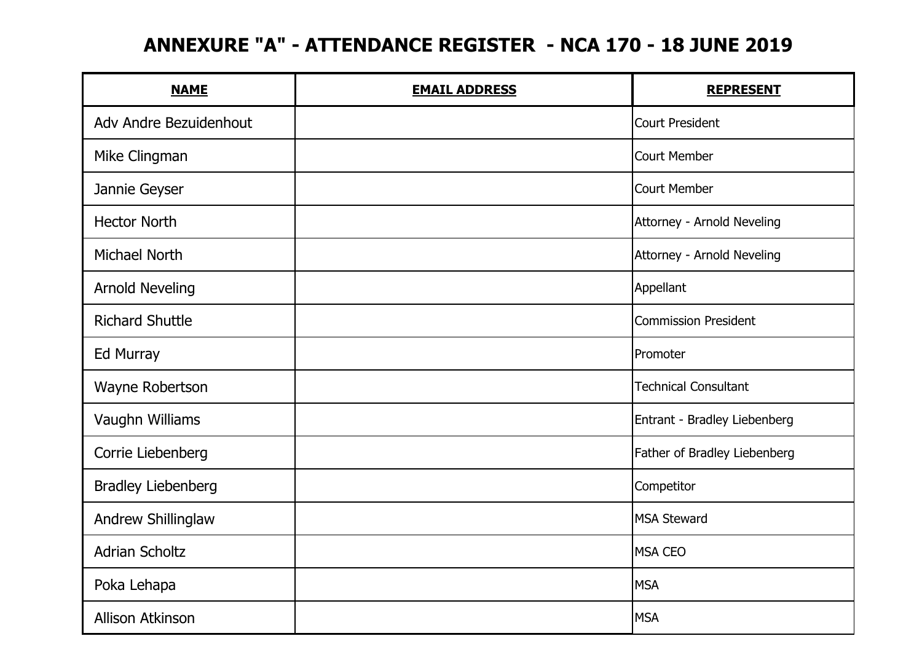# ANNEXURE "A" - ATTENDANCE REGISTER - NCA 170 - 18 JUNE 2019

| NAME | EMAIL ADDRESS | REPRESENT |
|---|---|---|
| Adv Andre Bezuidenhout | | Court President |
| Mike Clingman | | Court Member |
| Jannie Geyser | | Court Member |
| Hector North | | Attorney - Arnold Neveling |
| Michael North | | Attorney - Arnold Neveling |
| Arnold Neveling | | Appellant |
| Richard Shuttle | | Commission President |
| Ed Murray | | Promoter |
| Wayne Robertson | | Technical Consultant |
| Vaughn Williams | | Entrant - Bradley Liebenberg |
| Corrie Liebenberg | | Father of Bradley Liebenberg |
| Bradley Liebenberg | | Competitor |
| Andrew Shillinglaw | | MSA Steward |
| Adrian Scholtz | | MSA CEO |
| Poka Lehapa | | MSA |
| Allison Atkinson | | MSA |